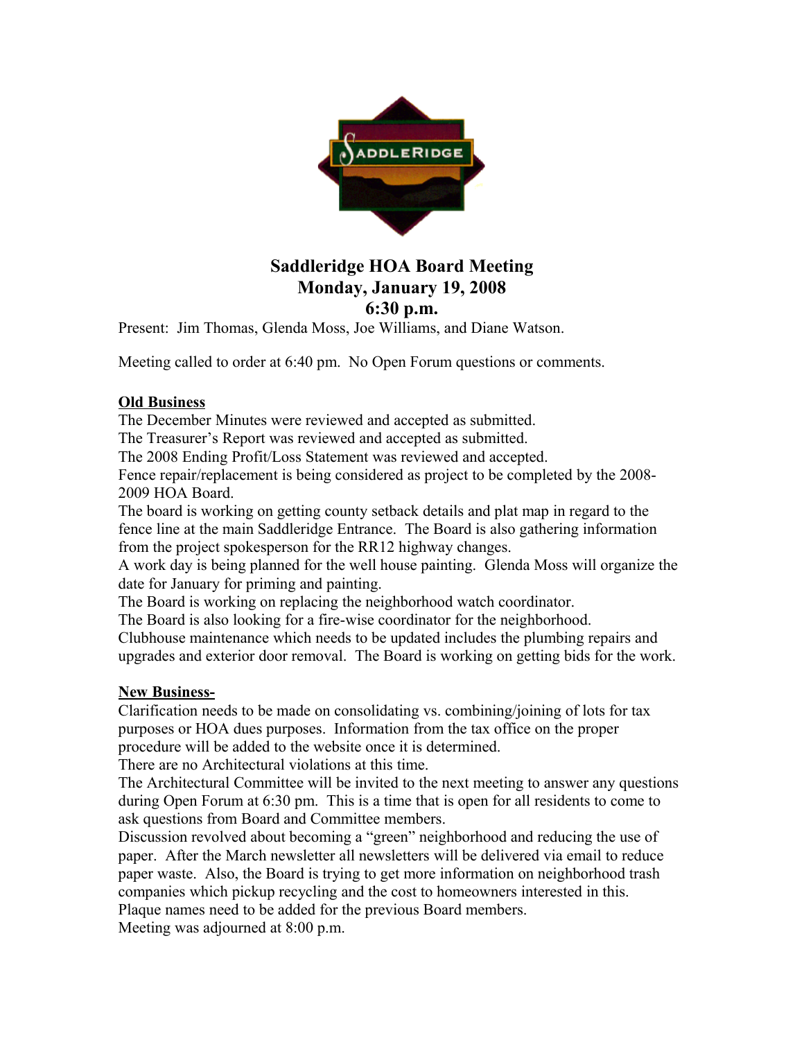# Saddleridge HOA Board Meeting
## Monday, January 19, 2008
## 6:30 p.m.

Present: Jim Thomas, Glenda Moss, Joe Williams, and Diane Watson.

Meeting called to order at 6:40 pm. No Open Forum questions or comments.

**Old Business**

The December Minutes were reviewed and accepted as submitted.
The Treasurer's Report was reviewed and accepted as submitted.
The 2008 Ending Profit/Loss Statement was reviewed and accepted.
Fence repair/replacement is being considered as project to be completed by the 2008-2009 HOA Board.
The board is working on getting county setback details and plat map in regard to the fence line at the main Saddleridge Entrance. The Board is also gathering information from the project spokesperson for the RR12 highway changes.
A work day is being planned for the well house painting. Glenda Moss will organize the date for January for priming and painting.
The Board is working on replacing the neighborhood watch coordinator.
The Board is also looking for a fire-wise coordinator for the neighborhood.
Clubhouse maintenance which needs to be updated includes the plumbing repairs and upgrades and exterior door removal. The Board is working on getting bids for the work.

**New Business-**

Clarification needs to be made on consolidating vs. combining/joining of lots for tax purposes or HOA dues purposes. Information from the tax office on the proper procedure will be added to the website once it is determined.
There are no Architectural violations at this time.
The Architectural Committee will be invited to the next meeting to answer any questions during Open Forum at 6:30 pm. This is a time that is open for all residents to come to ask questions from Board and Committee members.
Discussion revolved about becoming a "green" neighborhood and reducing the use of paper. After the March newsletter all newsletters will be delivered via email to reduce paper waste. Also, the Board is trying to get more information on neighborhood trash companies which pickup recycling and the cost to homeowners interested in this.
Plaque names need to be added for the previous Board members.
Meeting was adjourned at 8:00 p.m.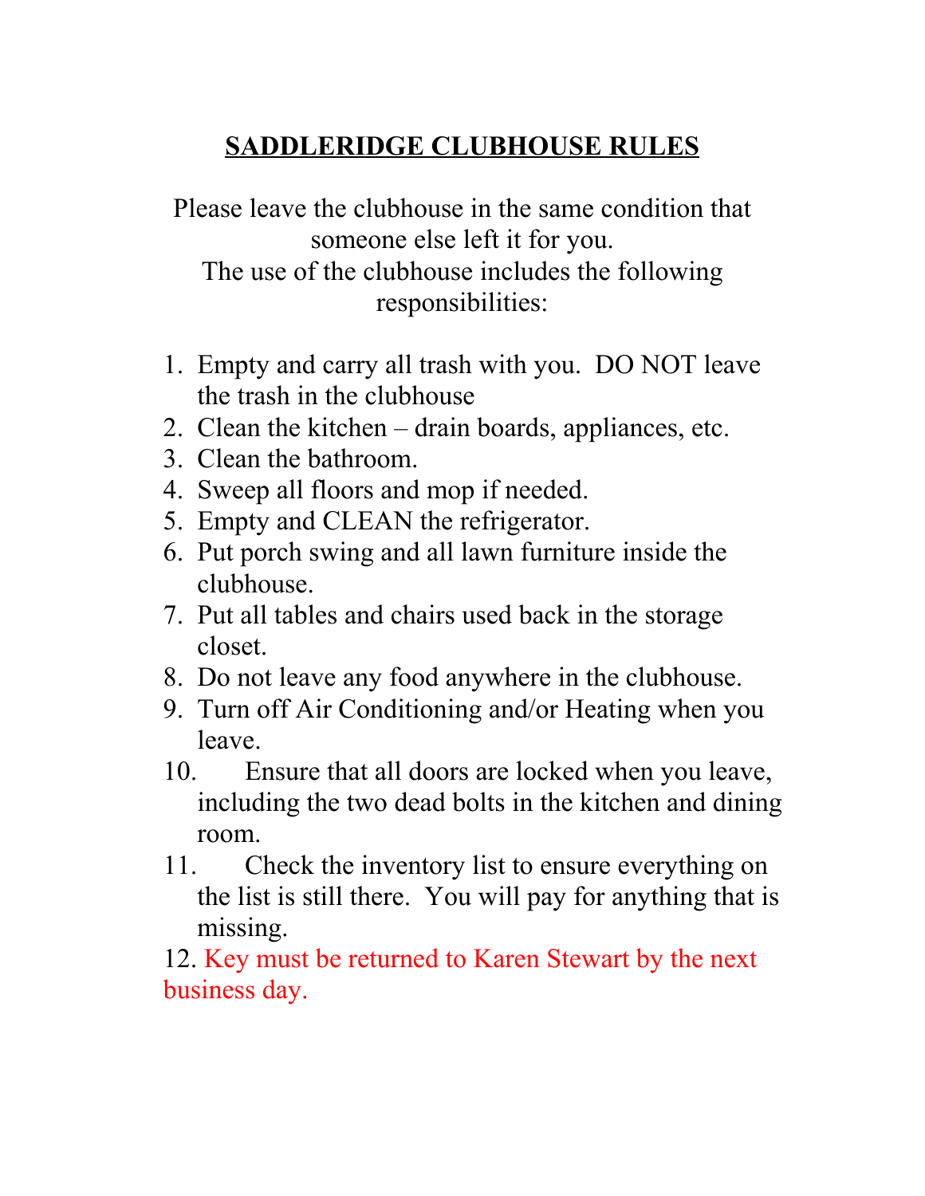# SADDLERIDGE CLUBHOUSE RULES

Please leave the clubhouse in the same condition that someone else left it for you.
The use of the clubhouse includes the following responsibilities:

1. Empty and carry all trash with you. DO NOT leave the trash in the clubhouse
2. Clean the kitchen – drain boards, appliances, etc.
3. Clean the bathroom.
4. Sweep all floors and mop if needed.
5. Empty and CLEAN the refrigerator.
6. Put porch swing and all lawn furniture inside the clubhouse.
7. Put all tables and chairs used back in the storage closet.
8. Do not leave any food anywhere in the clubhouse.
9. Turn off Air Conditioning and/or Heating when you leave.
10. Ensure that all doors are locked when you leave, including the two dead bolts in the kitchen and dining room.
11. Check the inventory list to ensure everything on the list is still there. You will pay for anything that is missing.
12. Key must be returned to Karen Stewart by the next business day.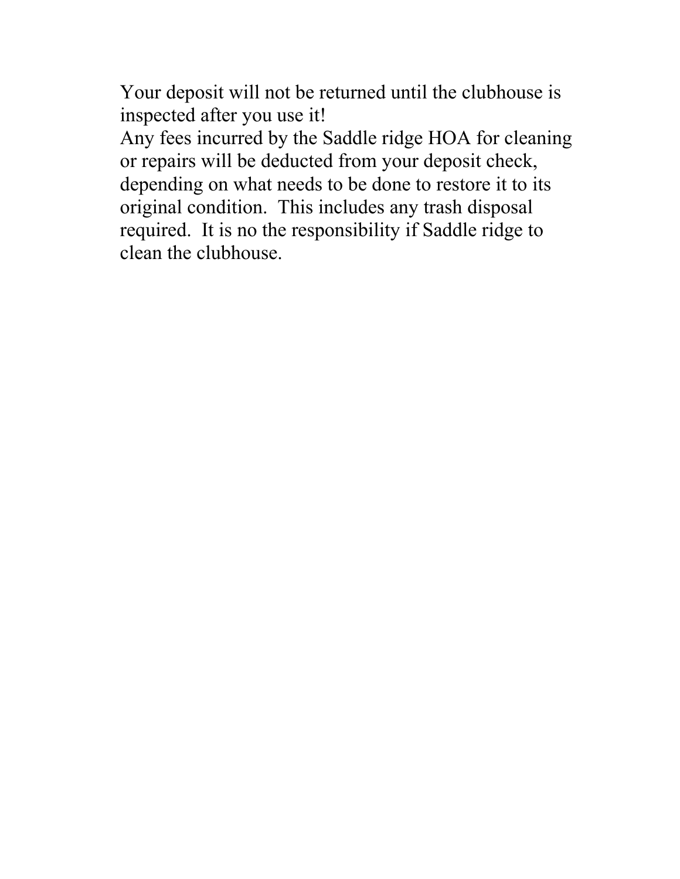Your deposit will not be returned until the clubhouse is inspected after you use it!

Any fees incurred by the Saddle ridge HOA for cleaning or repairs will be deducted from your deposit check, depending on what needs to be done to restore it to its original condition. This includes any trash disposal required. It is no the responsibility if Saddle ridge to clean the clubhouse.